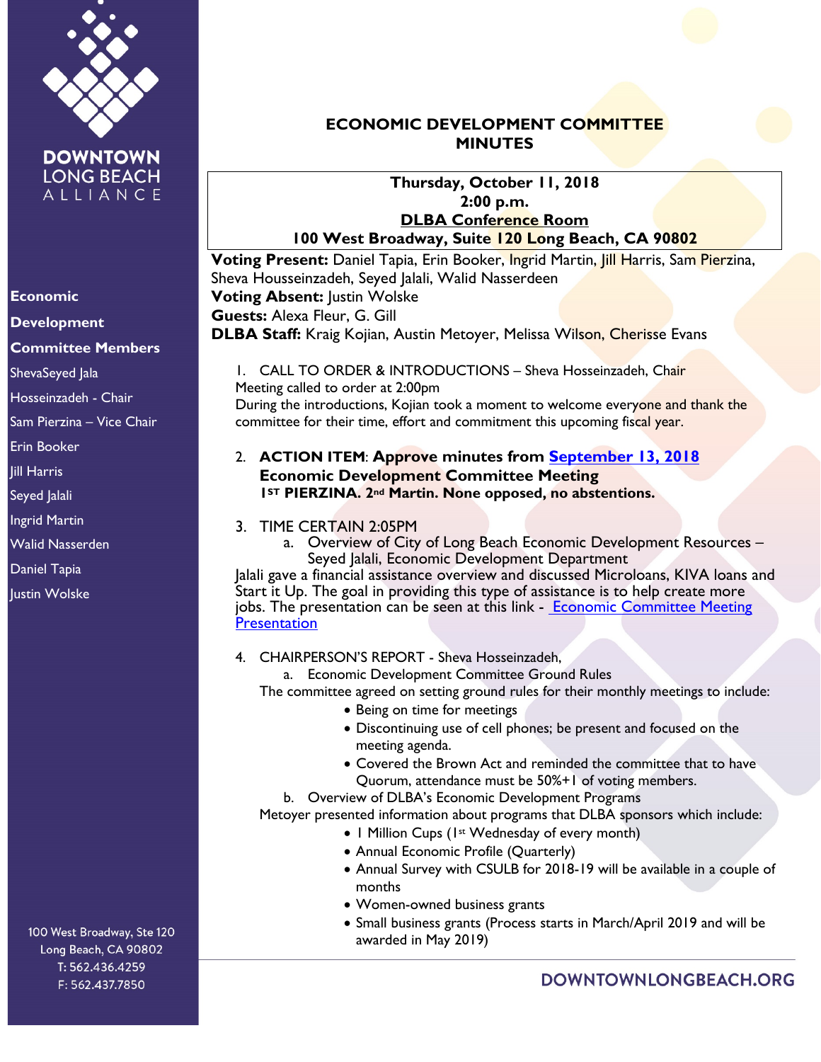DOWNTOWN LONG BEACH ALLIANCE

**Economic Development Committee Members**

ShevaSeyed Jala Hosseinzadeh - Chair
Sam Pierzina – Vice Chair
Erin Booker
Jill Harris
Seyed Jalali
Ingrid Martin
Walid Nasserden
Daniel Tapia
Justin Wolske

100 West Broadway, Ste 120
Long Beach, CA 90802
T: 562.436.4259
F: 562.437.7850

# ECONOMIC DEVELOPMENT COMMITTEE MINUTES

**Thursday, October 11, 2018**
**2:00 p.m.**
**DLBA Conference Room**
**100 West Broadway, Suite 120 Long Beach, CA 90802**

**Voting Present:** Daniel Tapia, Erin Booker, Ingrid Martin, Jill Harris, Sam Pierzina, Sheva Housseinzadeh, Seyed Jalali, Walid Nasserdeen
**Voting Absent:** Justin Wolske
**Guests:** Alexa Fleur, G. Gill
**DLBA Staff:** Kraig Kojian, Austin Metoyer, Melissa Wilson, Cherisse Evans

1. CALL TO ORDER & INTRODUCTIONS – Sheva Hosseinzadeh, Chair
Meeting called to order at 2:00pm
During the introductions, Kojian took a moment to welcome everyone and thank the committee for their time, effort and commitment this upcoming fiscal year.

2. **ACTION ITEM**: **Approve minutes from [September 13, 2018] Economic Development Committee Meeting**
**1ST PIERZINA. 2nd Martin. None opposed, no abstentions.**

3. TIME CERTAIN 2:05PM
   a. Overview of City of Long Beach Economic Development Resources – Seyed Jalali, Economic Development Department

Jalali gave a financial assistance overview and discussed Microloans, KIVA loans and Start it Up. The goal in providing this type of assistance is to help create more jobs. The presentation can be seen at this link - Economic Committee Meeting Presentation

4. CHAIRPERSON'S REPORT - Sheva Hosseinzadeh,
   a. Economic Development Committee Ground Rules

   The committee agreed on setting ground rules for their monthly meetings to include:
   - Being on time for meetings
   - Discontinuing use of cell phones; be present and focused on the meeting agenda.
   - Covered the Brown Act and reminded the committee that to have Quorum, attendance must be 50%+1 of voting members.

   b. Overview of DLBA's Economic Development Programs

   Metoyer presented information about programs that DLBA sponsors which include:
   - 1 Million Cups (1st Wednesday of every month)
   - Annual Economic Profile (Quarterly)
   - Annual Survey with CSULB for 2018-19 will be available in a couple of months
   - Women-owned business grants
   - Small business grants (Process starts in March/April 2019 and will be awarded in May 2019)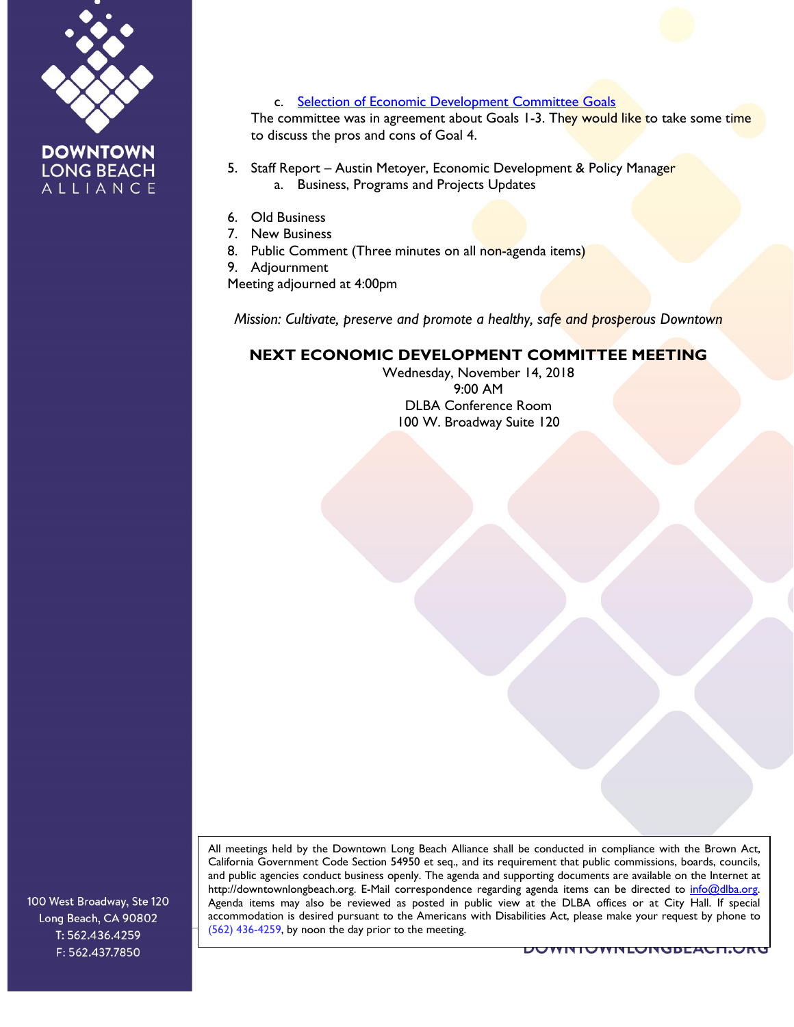c. [Selection of Economic Development Committee Goals]

The committee was in agreement about Goals 1-3. They would like to take some time to discuss the pros and cons of Goal 4.

5. Staff Report – Austin Metoyer, Economic Development & Policy Manager
   a. Business, Programs and Projects Updates

6. Old Business
7. New Business
8. Public Comment (Three minutes on all non-agenda items)
9. Adjournment

Meeting adjourned at 4:00pm

*Mission: Cultivate, preserve and promote a healthy, safe and prosperous Downtown*

**NEXT ECONOMIC DEVELOPMENT COMMITTEE MEETING**

Wednesday, November 14, 2018
9:00 AM
DLBA Conference Room
100 W. Broadway Suite 120

All meetings held by the Downtown Long Beach Alliance shall be conducted in compliance with the Brown Act, California Government Code Section 54950 et seq., and its requirement that public commissions, boards, councils, and public agencies conduct business openly. The agenda and supporting documents are available on the Internet at http://downtownlongbeach.org. E-Mail correspondence regarding agenda items can be directed to info@dlba.org. Agenda items may also be reviewed as posted in public view at the DLBA offices or at City Hall. If special accommodation is desired pursuant to the Americans with Disabilities Act, please make your request by phone to (562) 436-4259, by noon the day prior to the meeting.

DOWNTOWN LONG BEACH ALLIANCE

100 West Broadway, Ste 120
Long Beach, CA 90802
T: 562.436.4259
F: 562.437.7850

DOWNTOWNLONGBEACH.ORG